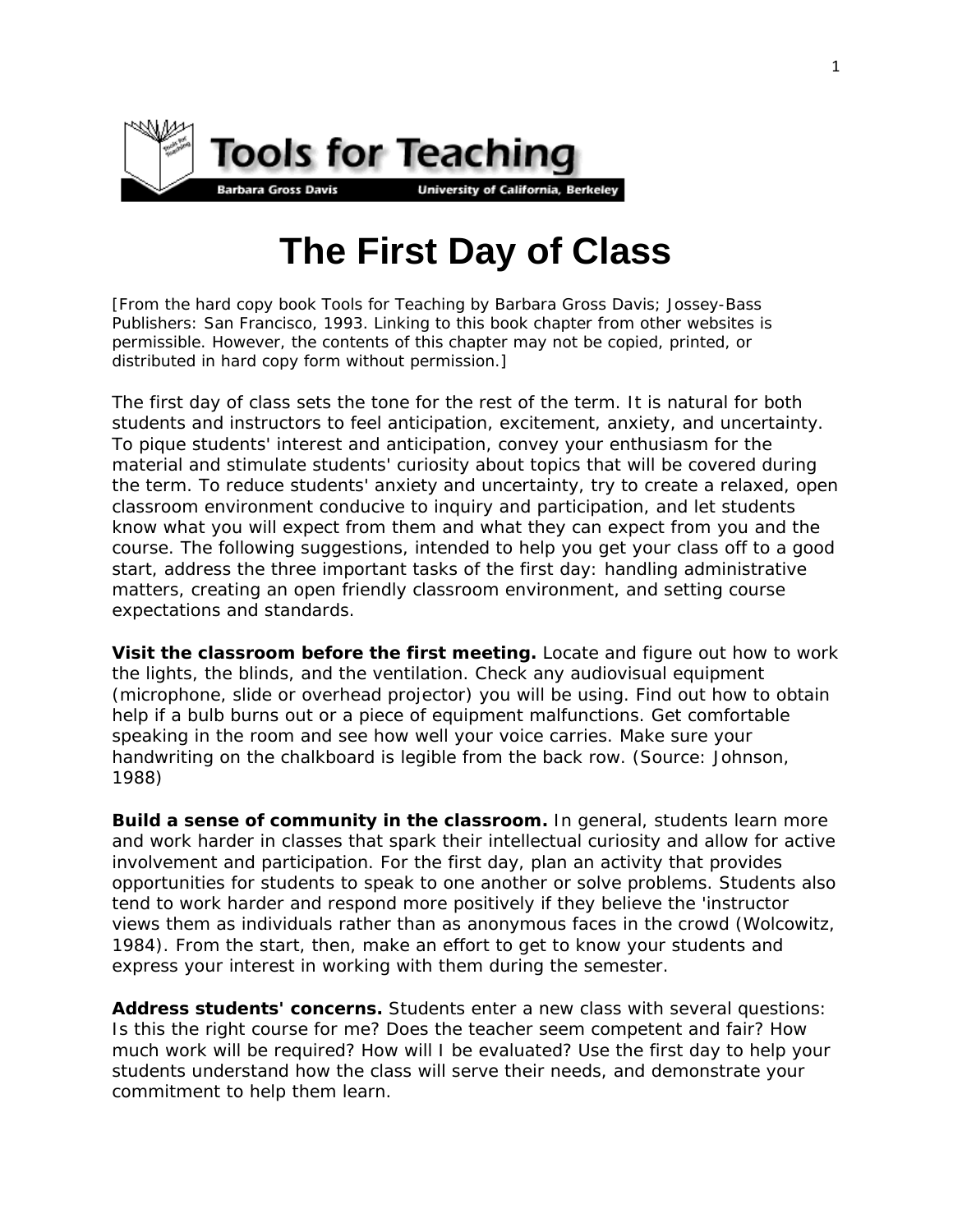Tools for Teaching

Barbara Gross Davis — University of California, Berkeley

# The First Day of Class

[From the hard copy book Tools for Teaching by Barbara Gross Davis; Jossey-Bass Publishers: San Francisco, 1993. Linking to this book chapter from other websites is permissible. However, the contents of this chapter may not be copied, printed, or distributed in hard copy form without permission.]

The first day of class sets the tone for the rest of the term. It is natural for both students and instructors to feel anticipation, excitement, anxiety, and uncertainty. To pique students' interest and anticipation, convey your enthusiasm for the material and stimulate students' curiosity about topics that will be covered during the term. To reduce students' anxiety and uncertainty, try to create a relaxed, open classroom environment conducive to inquiry and participation, and let students know what you will expect from them and what they can expect from you and the course. The following suggestions, intended to help you get your class off to a good start, address the three important tasks of the first day: handling administrative matters, creating an open friendly classroom environment, and setting course expectations and standards.

**Visit the classroom before the first meeting.** Locate and figure out how to work the lights, the blinds, and the ventilation. Check any audiovisual equipment (microphone, slide or overhead projector) you will be using. Find out how to obtain help if a bulb burns out or a piece of equipment malfunctions. Get comfortable speaking in the room and see how well your voice carries. Make sure your handwriting on the chalkboard is legible from the back row. (Source: Johnson, 1988)

**Build a sense of community in the classroom.** In general, students learn more and work harder in classes that spark their intellectual curiosity and allow for active involvement and participation. For the first day, plan an activity that provides opportunities for students to speak to one another or solve problems. Students also tend to work harder and respond more positively if they believe the 'instructor views them as individuals rather than as anonymous faces in the crowd (Wolcowitz, 1984). From the start, then, make an effort to get to know your students and express your interest in working with them during the semester.

**Address students' concerns.** Students enter a new class with several questions: Is this the right course for me? Does the teacher seem competent and fair? How much work will be required? How will I be evaluated? Use the first day to help your students understand how the class will serve their needs, and demonstrate your commitment to help them learn.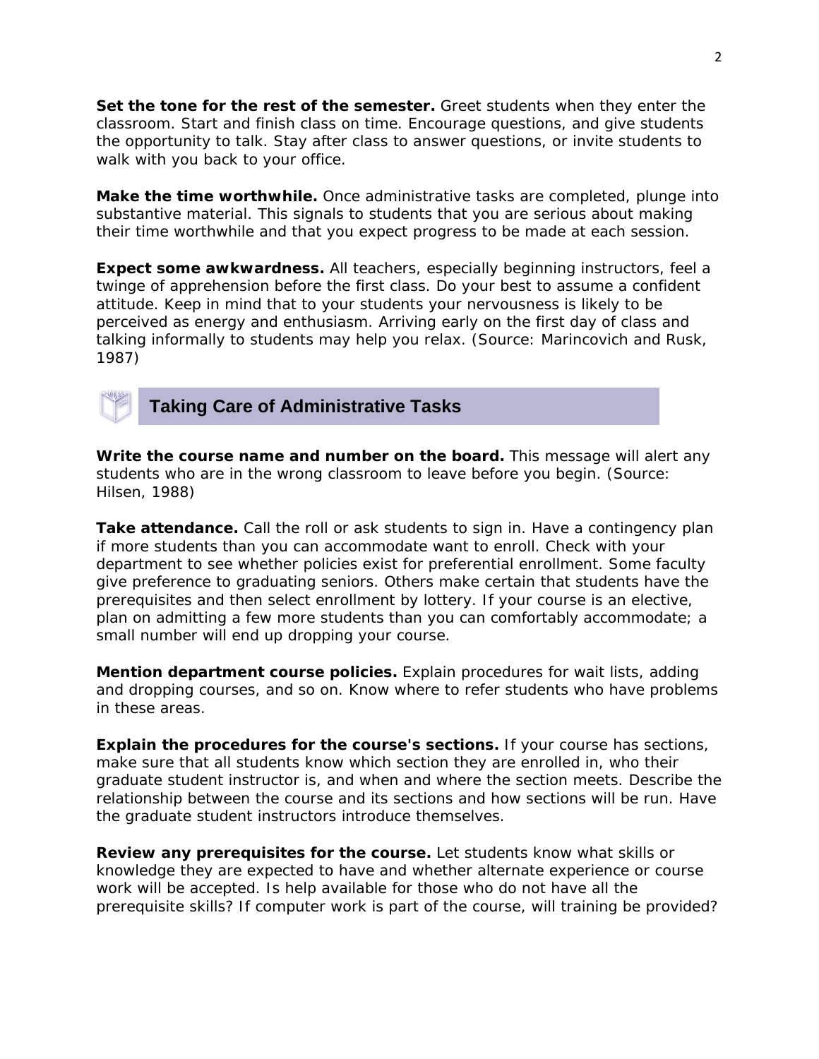**Set the tone for the rest of the semester.** Greet students when they enter the classroom. Start and finish class on time. Encourage questions, and give students the opportunity to talk. Stay after class to answer questions, or invite students to walk with you back to your office.

**Make the time worthwhile.** Once administrative tasks are completed, plunge into substantive material. This signals to students that you are serious about making their time worthwhile and that you expect progress to be made at each session.

**Expect some awkwardness.** All teachers, especially beginning instructors, feel a twinge of apprehension before the first class. Do your best to assume a confident attitude. Keep in mind that to your students your nervousness is likely to be perceived as energy and enthusiasm. Arriving early on the first day of class and talking informally to students may help you relax. (Source: Marincovich and Rusk, 1987)

## Taking Care of Administrative Tasks

**Write the course name and number on the board.** This message will alert any students who are in the wrong classroom to leave before you begin. (Source: Hilsen, 1988)

**Take attendance.** Call the roll or ask students to sign in. Have a contingency plan if more students than you can accommodate want to enroll. Check with your department to see whether policies exist for preferential enrollment. Some faculty give preference to graduating seniors. Others make certain that students have the prerequisites and then select enrollment by lottery. If your course is an elective, plan on admitting a few more students than you can comfortably accommodate; a small number will end up dropping your course.

**Mention department course policies.** Explain procedures for wait lists, adding and dropping courses, and so on. Know where to refer students who have problems in these areas.

**Explain the procedures for the course's sections.** If your course has sections, make sure that all students know which section they are enrolled in, who their graduate student instructor is, and when and where the section meets. Describe the relationship between the course and its sections and how sections will be run. Have the graduate student instructors introduce themselves.

**Review any prerequisites for the course.** Let students know what skills or knowledge they are expected to have and whether alternate experience or course work will be accepted. Is help available for those who do not have all the prerequisite skills? If computer work is part of the course, will training be provided?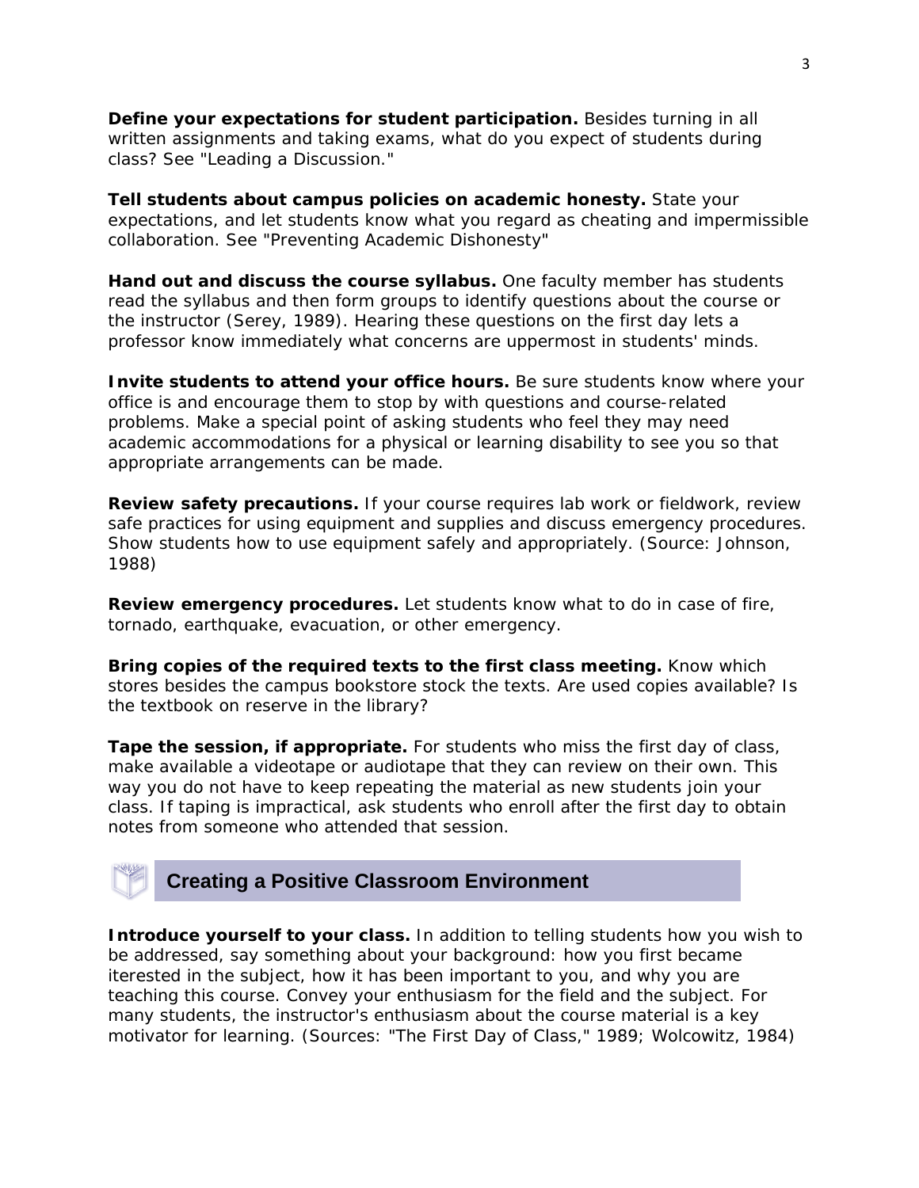**Define your expectations for student participation.** Besides turning in all written assignments and taking exams, what do you expect of students during class? See "Leading a Discussion."

**Tell students about campus policies on academic honesty.** State your expectations, and let students know what you regard as cheating and impermissible collaboration. See "Preventing Academic Dishonesty"

**Hand out and discuss the course syllabus.** One faculty member has students read the syllabus and then form groups to identify questions about the course or the instructor (Serey, 1989). Hearing these questions on the first day lets a professor know immediately what concerns are uppermost in students' minds.

**Invite students to attend your office hours.** Be sure students know where your office is and encourage them to stop by with questions and course-related problems. Make a special point of asking students who feel they may need academic accommodations for a physical or learning disability to see you so that appropriate arrangements can be made.

**Review safety precautions.** If your course requires lab work or fieldwork, review safe practices for using equipment and supplies and discuss emergency procedures. Show students how to use equipment safely and appropriately. (Source: Johnson, 1988)

**Review emergency procedures.** Let students know what to do in case of fire, tornado, earthquake, evacuation, or other emergency.

**Bring copies of the required texts to the first class meeting.** Know which stores besides the campus bookstore stock the texts. Are used copies available? Is the textbook on reserve in the library?

**Tape the session, if appropriate.** For students who miss the first day of class, make available a videotape or audiotape that they can review on their own. This way you do not have to keep repeating the material as new students join your class. If taping is impractical, ask students who enroll after the first day to obtain notes from someone who attended that session.

## Creating a Positive Classroom Environment

**Introduce yourself to your class.** In addition to telling students how you wish to be addressed, say something about your background: how you first became iterested in the subject, how it has been important to you, and why you are teaching this course. Convey your enthusiasm for the field and the subject. For many students, the instructor's enthusiasm about the course material is a key motivator for learning. (Sources: "The First Day of Class," 1989; Wolcowitz, 1984)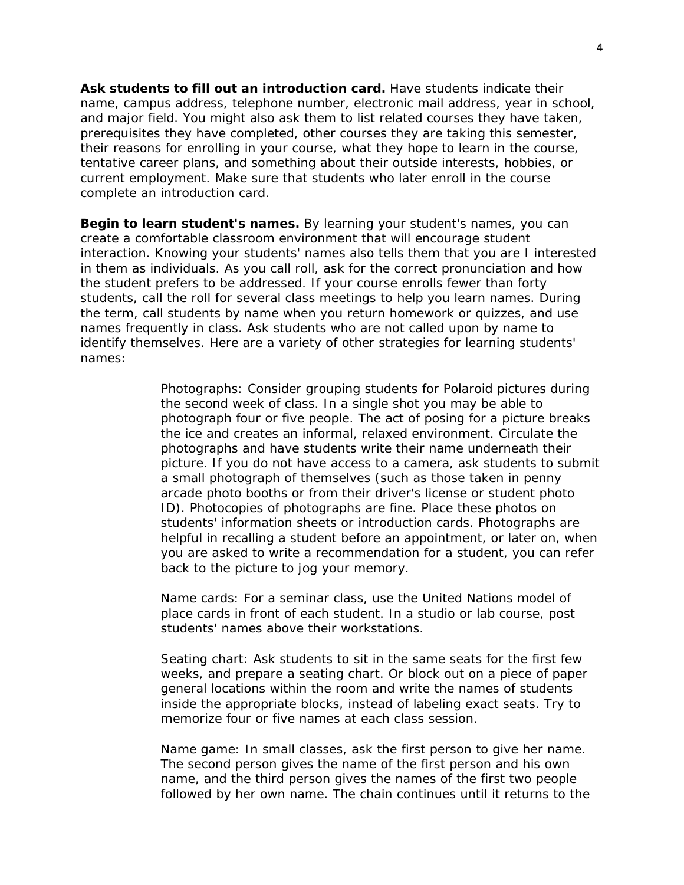**Ask students to fill out an introduction card.** Have students indicate their name, campus address, telephone number, electronic mail address, year in school, and major field. You might also ask them to list related courses they have taken, prerequisites they have completed, other courses they are taking this semester, their reasons for enrolling in your course, what they hope to learn in the course, tentative career plans, and something about their outside interests, hobbies, or current employment. Make sure that students who later enroll in the course complete an introduction card.

**Begin to learn student's names.** By learning your student's names, you can create a comfortable classroom environment that will encourage student interaction. Knowing your students' names also tells them that you are I interested in them as individuals. As you call roll, ask for the correct pronunciation and how the student prefers to be addressed. If your course enrolls fewer than forty students, call the roll for several class meetings to help you learn names. During the term, call students by name when you return homework or quizzes, and use names frequently in class. Ask students who are not called upon by name to identify themselves. Here are a variety of other strategies for learning students' names:

> Photographs: Consider grouping students for Polaroid pictures during the second week of class. In a single shot you may be able to photograph four or five people. The act of posing for a picture breaks the ice and creates an informal, relaxed environment. Circulate the photographs and have students write their name underneath their picture. If you do not have access to a camera, ask students to submit a small photograph of themselves (such as those taken in penny arcade photo booths or from their driver's license or student photo ID). Photocopies of photographs are fine. Place these photos on students' information sheets or introduction cards. Photographs are helpful in recalling a student before an appointment, or later on, when you are asked to write a recommendation for a student, you can refer back to the picture to jog your memory.
>
> Name cards: For a seminar class, use the United Nations model of place cards in front of each student. In a studio or lab course, post students' names above their workstations.
>
> Seating chart: Ask students to sit in the same seats for the first few weeks, and prepare a seating chart. Or block out on a piece of paper general locations within the room and write the names of students inside the appropriate blocks, instead of labeling exact seats. Try to memorize four or five names at each class session.
>
> Name game: In small classes, ask the first person to give her name. The second person gives the name of the first person and his own name, and the third person gives the names of the first two people followed by her own name. The chain continues until it returns to the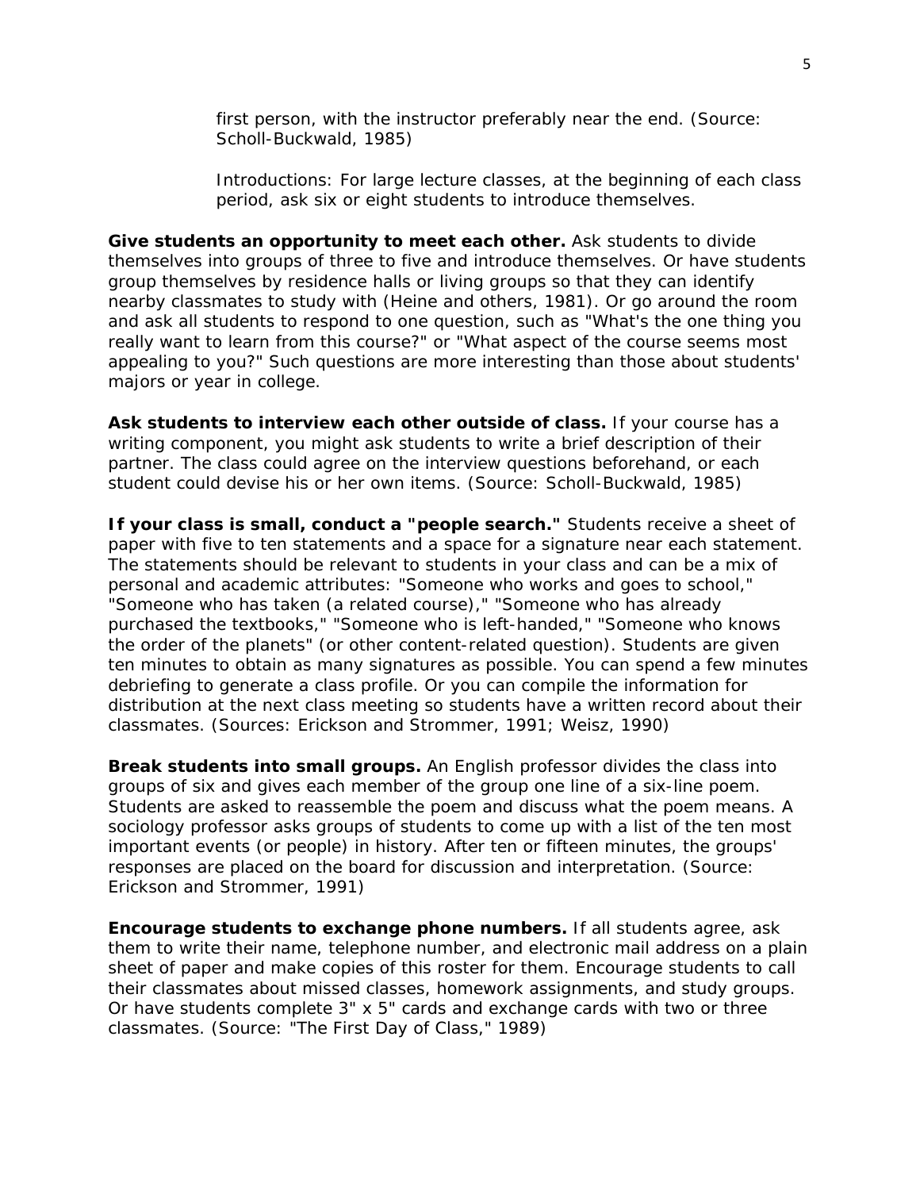first person, with the instructor preferably near the end. (Source: Scholl-Buckwald, 1985)

Introductions: For large lecture classes, at the beginning of each class period, ask six or eight students to introduce themselves.

**Give students an opportunity to meet each other.** Ask students to divide themselves into groups of three to five and introduce themselves. Or have students group themselves by residence halls or living groups so that they can identify nearby classmates to study with (Heine and others, 1981). Or go around the room and ask all students to respond to one question, such as "What's the one thing you really want to learn from this course?" or "What aspect of the course seems most appealing to you?" Such questions are more interesting than those about students' majors or year in college.

**Ask students to interview each other outside of class.** If your course has a writing component, you might ask students to write a brief description of their partner. The class could agree on the interview questions beforehand, or each student could devise his or her own items. (Source: Scholl-Buckwald, 1985)

**If your class is small, conduct a "people search."** Students receive a sheet of paper with five to ten statements and a space for a signature near each statement. The statements should be relevant to students in your class and can be a mix of personal and academic attributes: "Someone who works and goes to school," "Someone who has taken (a related course)," "Someone who has already purchased the textbooks," "Someone who is left-handed," "Someone who knows the order of the planets" (or other content-related question). Students are given ten minutes to obtain as many signatures as possible. You can spend a few minutes debriefing to generate a class profile. Or you can compile the information for distribution at the next class meeting so students have a written record about their classmates. (Sources: Erickson and Strommer, 1991; Weisz, 1990)

**Break students into small groups.** An English professor divides the class into groups of six and gives each member of the group one line of a six-line poem. Students are asked to reassemble the poem and discuss what the poem means. A sociology professor asks groups of students to come up with a list of the ten most important events (or people) in history. After ten or fifteen minutes, the groups' responses are placed on the board for discussion and interpretation. (Source: Erickson and Strommer, 1991)

**Encourage students to exchange phone numbers.** If all students agree, ask them to write their name, telephone number, and electronic mail address on a plain sheet of paper and make copies of this roster for them. Encourage students to call their classmates about missed classes, homework assignments, and study groups. Or have students complete 3" x 5" cards and exchange cards with two or three classmates. (Source: "The First Day of Class," 1989)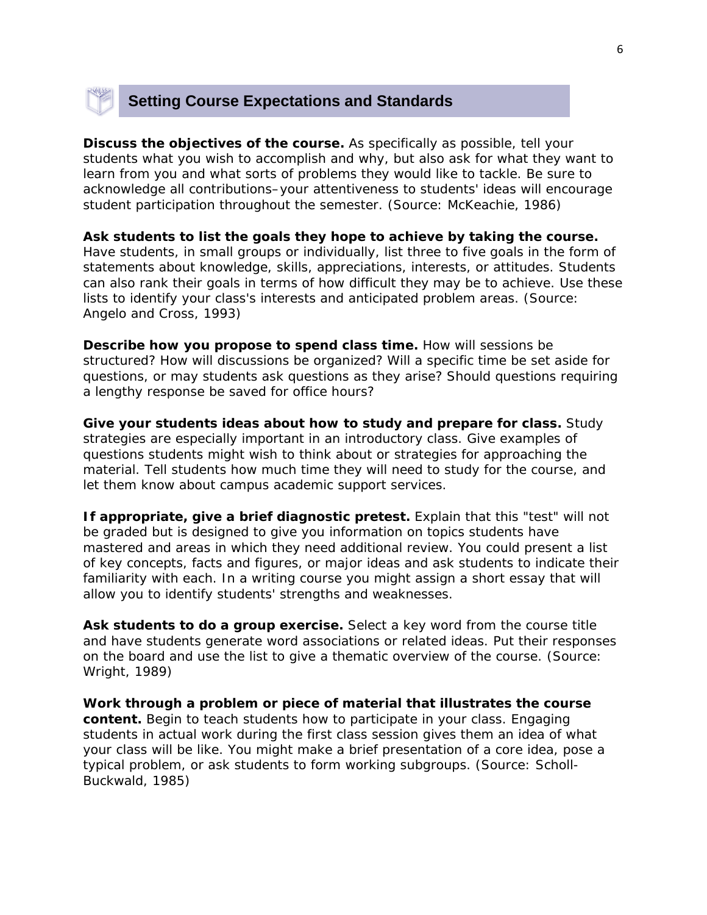## Setting Course Expectations and Standards

**Discuss the objectives of the course.** As specifically as possible, tell your students what you wish to accomplish and why, but also ask for what they want to learn from you and what sorts of problems they would like to tackle. Be sure to acknowledge all contributions–your attentiveness to students' ideas will encourage student participation throughout the semester. (Source: McKeachie, 1986)

**Ask students to list the goals they hope to achieve by taking the course.** Have students, in small groups or individually, list three to five goals in the form of statements about knowledge, skills, appreciations, interests, or attitudes. Students can also rank their goals in terms of how difficult they may be to achieve. Use these lists to identify your class's interests and anticipated problem areas. (Source: Angelo and Cross, 1993)

**Describe how you propose to spend class time.** How will sessions be structured? How will discussions be organized? Will a specific time be set aside for questions, or may students ask questions as they arise? Should questions requiring a lengthy response be saved for office hours?

**Give your students ideas about how to study and prepare for class.** Study strategies are especially important in an introductory class. Give examples of questions students might wish to think about or strategies for approaching the material. Tell students how much time they will need to study for the course, and let them know about campus academic support services.

**If appropriate, give a brief diagnostic pretest.** Explain that this "test" will not be graded but is designed to give you information on topics students have mastered and areas in which they need additional review. You could present a list of key concepts, facts and figures, or major ideas and ask students to indicate their familiarity with each. In a writing course you might assign a short essay that will allow you to identify students' strengths and weaknesses.

**Ask students to do a group exercise.** Select a key word from the course title and have students generate word associations or related ideas. Put their responses on the board and use the list to give a thematic overview of the course. (Source: Wright, 1989)

**Work through a problem or piece of material that illustrates the course content.** Begin to teach students how to participate in your class. Engaging students in actual work during the first class session gives them an idea of what your class will be like. You might make a brief presentation of a core idea, pose a typical problem, or ask students to form working subgroups. (Source: Scholl-Buckwald, 1985)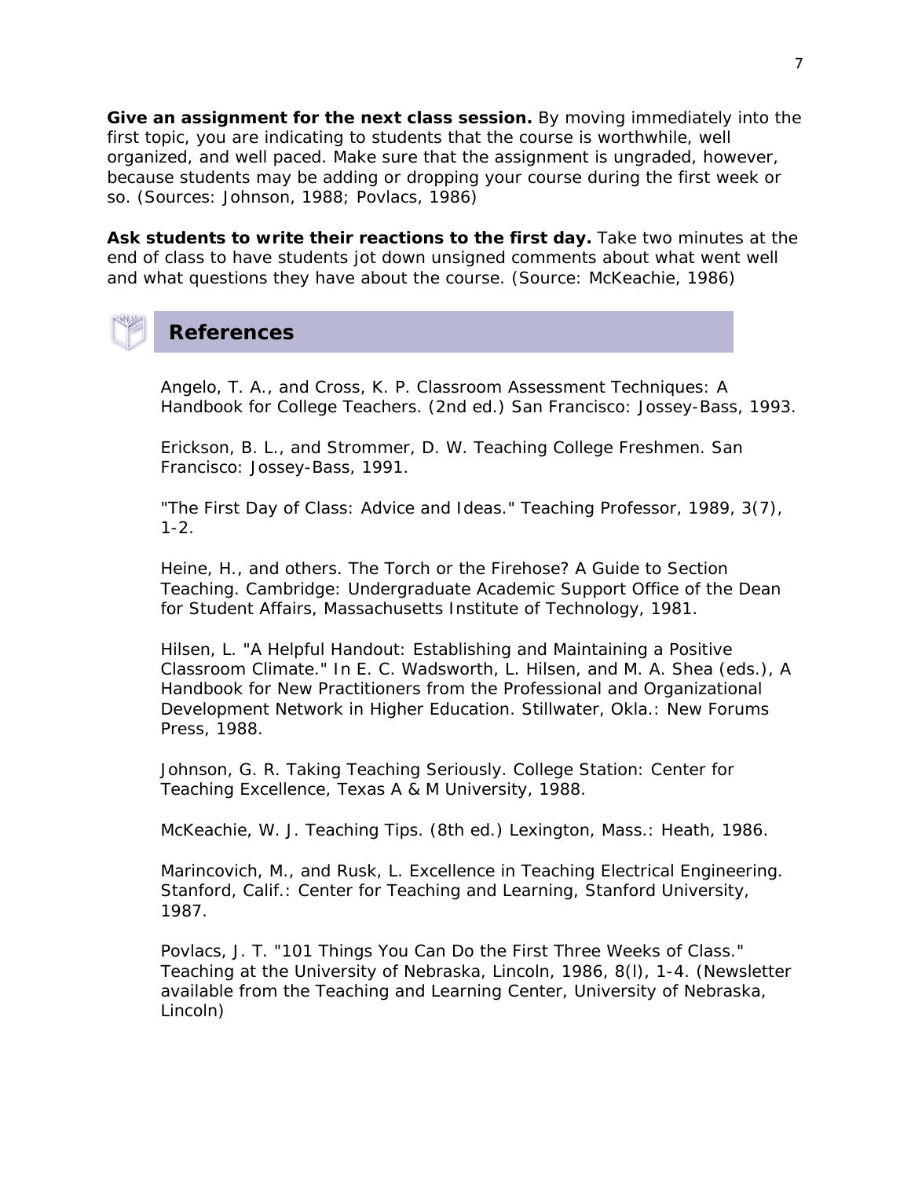**Give an assignment for the next class session.** By moving immediately into the first topic, you are indicating to students that the course is worthwhile, well organized, and well paced. Make sure that the assignment is ungraded, however, because students may be adding or dropping your course during the first week or so. (Sources: Johnson, 1988; Povlacs, 1986)

**Ask students to write their reactions to the first day.** Take two minutes at the end of class to have students jot down unsigned comments about what went well and what questions they have about the course. (Source: McKeachie, 1986)

## References

Angelo, T. A., and Cross, K. P. Classroom Assessment Techniques: A Handbook for College Teachers. (2nd ed.) San Francisco: Jossey-Bass, 1993.

Erickson, B. L., and Strommer, D. W. Teaching College Freshmen. San Francisco: Jossey-Bass, 1991.

"The First Day of Class: Advice and Ideas." Teaching Professor, 1989, 3(7), 1-2.

Heine, H., and others. The Torch or the Firehose? A Guide to Section Teaching. Cambridge: Undergraduate Academic Support Office of the Dean for Student Affairs, Massachusetts Institute of Technology, 1981.

Hilsen, L. "A Helpful Handout: Establishing and Maintaining a Positive Classroom Climate." In E. C. Wadsworth, L. Hilsen, and M. A. Shea (eds.), A Handbook for New Practitioners from the Professional and Organizational Development Network in Higher Education. Stillwater, Okla.: New Forums Press, 1988.

Johnson, G. R. Taking Teaching Seriously. College Station: Center for Teaching Excellence, Texas A & M University, 1988.

McKeachie, W. J. Teaching Tips. (8th ed.) Lexington, Mass.: Heath, 1986.

Marincovich, M., and Rusk, L. Excellence in Teaching Electrical Engineering. Stanford, Calif.: Center for Teaching and Learning, Stanford University, 1987.

Povlacs, J. T. "101 Things You Can Do the First Three Weeks of Class." Teaching at the University of Nebraska, Lincoln, 1986, 8(l), 1-4. (Newsletter available from the Teaching and Learning Center, University of Nebraska, Lincoln)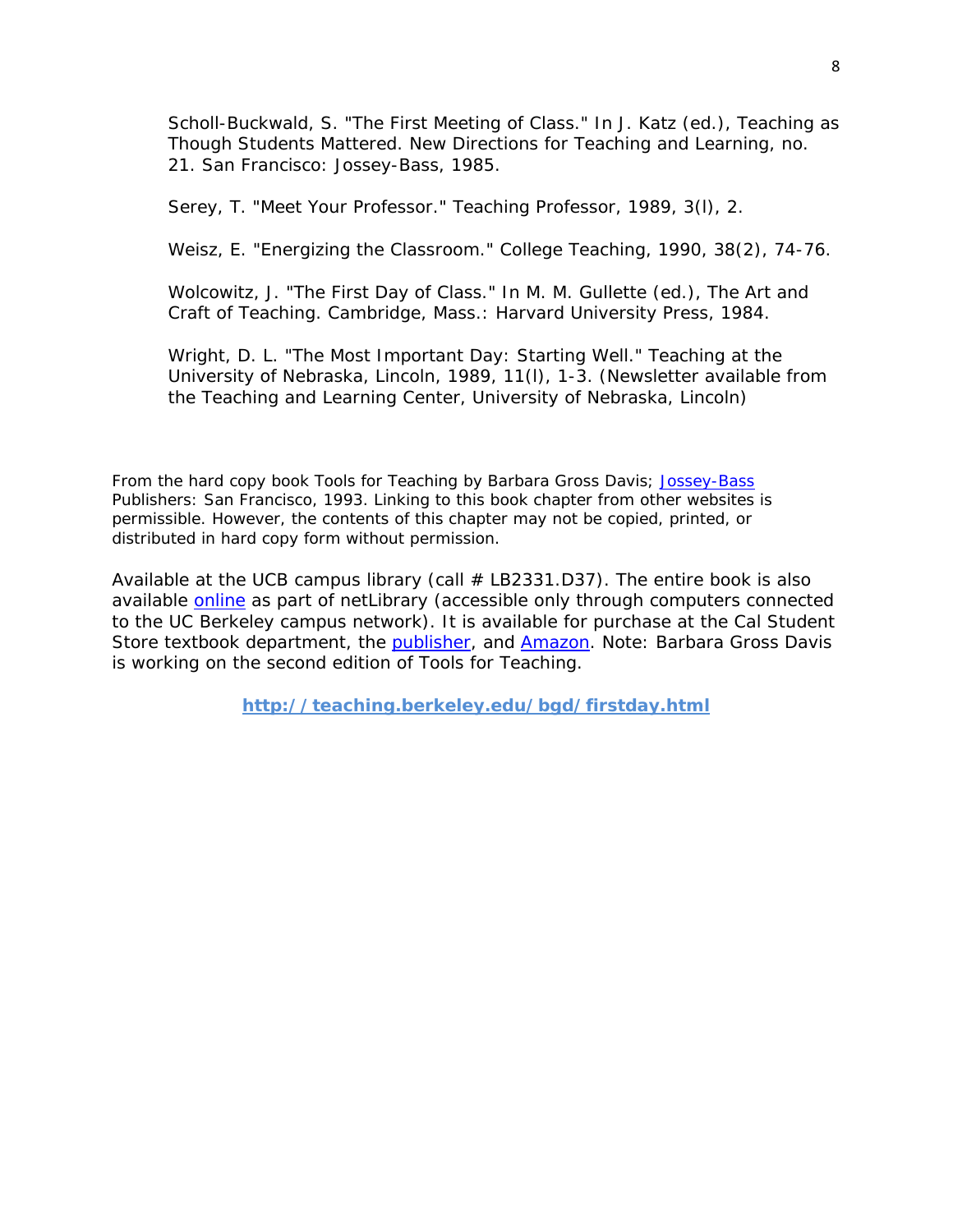Scholl-Buckwald, S. "The First Meeting of Class." In J. Katz (ed.), Teaching as Though Students Mattered. New Directions for Teaching and Learning, no. 21. San Francisco: Jossey-Bass, 1985.

Serey, T. "Meet Your Professor." Teaching Professor, 1989, 3(l), 2.

Weisz, E. "Energizing the Classroom." College Teaching, 1990, 38(2), 74-76.

Wolcowitz, J. "The First Day of Class." In M. M. Gullette (ed.), The Art and Craft of Teaching. Cambridge, Mass.: Harvard University Press, 1984.

Wright, D. L. "The Most Important Day: Starting Well." Teaching at the University of Nebraska, Lincoln, 1989, 11(l), 1-3. (Newsletter available from the Teaching and Learning Center, University of Nebraska, Lincoln)

From the hard copy book Tools for Teaching by Barbara Gross Davis; Jossey-Bass Publishers: San Francisco, 1993. Linking to this book chapter from other websites is permissible. However, the contents of this chapter may not be copied, printed, or distributed in hard copy form without permission.

Available at the UCB campus library (call # LB2331.D37). The entire book is also available online as part of netLibrary (accessible only through computers connected to the UC Berkeley campus network). It is available for purchase at the Cal Student Store textbook department, the publisher, and Amazon. Note: Barbara Gross Davis is working on the second edition of Tools for Teaching.

**http://teaching.berkeley.edu/bgd/firstday.html**